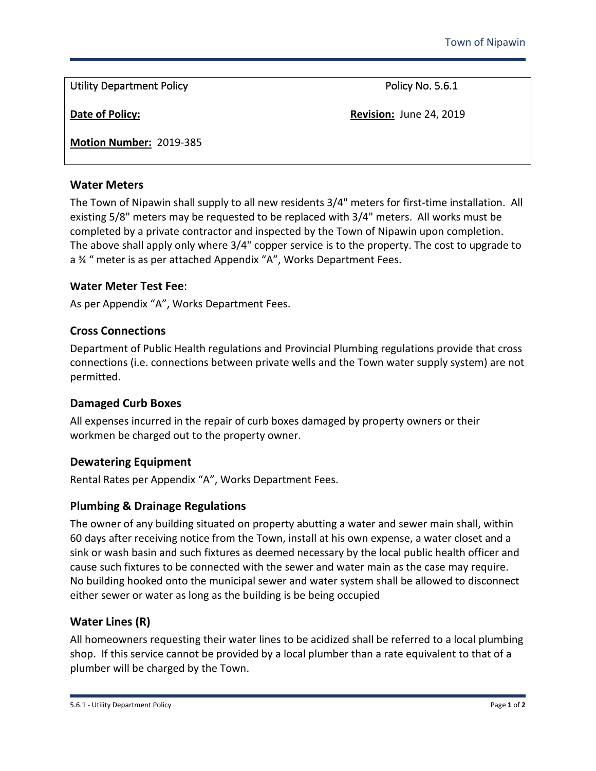| Utility Department Policy | Policy No. 5.6.1 |
| --- | --- |
| **Date of Policy:** | **Revision:** June 24, 2019 |
| **Motion Number:** 2019-385 | |

## Water Meters

The Town of Nipawin shall supply to all new residents 3/4" meters for first-time installation. All existing 5/8" meters may be requested to be replaced with 3/4" meters. All works must be completed by a private contractor and inspected by the Town of Nipawin upon completion. The above shall apply only where 3/4" copper service is to the property. The cost to upgrade to a ¾ " meter is as per attached Appendix "A", Works Department Fees.

## Water Meter Test Fee:

As per Appendix "A", Works Department Fees.

## Cross Connections

Department of Public Health regulations and Provincial Plumbing regulations provide that cross connections (i.e. connections between private wells and the Town water supply system) are not permitted.

## Damaged Curb Boxes

All expenses incurred in the repair of curb boxes damaged by property owners or their workmen be charged out to the property owner.

## Dewatering Equipment

Rental Rates per Appendix "A", Works Department Fees.

## Plumbing & Drainage Regulations

The owner of any building situated on property abutting a water and sewer main shall, within 60 days after receiving notice from the Town, install at his own expense, a water closet and a sink or wash basin and such fixtures as deemed necessary by the local public health officer and cause such fixtures to be connected with the sewer and water main as the case may require. No building hooked onto the municipal sewer and water system shall be allowed to disconnect either sewer or water as long as the building is be being occupied

## Water Lines (R)

All homeowners requesting their water lines to be acidized shall be referred to a local plumbing shop. If this service cannot be provided by a local plumber than a rate equivalent to that of a plumber will be charged by the Town.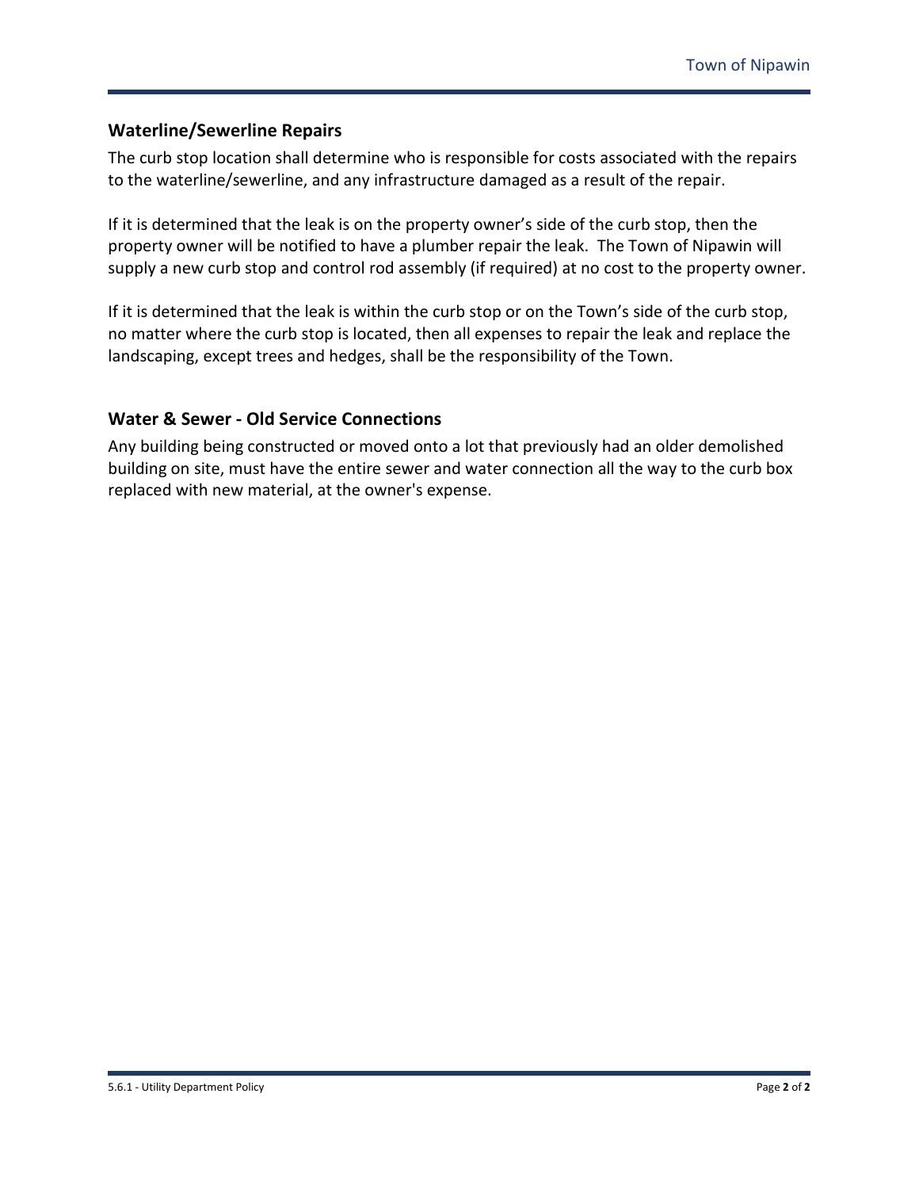## Waterline/Sewerline Repairs

The curb stop location shall determine who is responsible for costs associated with the repairs to the waterline/sewerline, and any infrastructure damaged as a result of the repair.

If it is determined that the leak is on the property owner's side of the curb stop, then the property owner will be notified to have a plumber repair the leak. The Town of Nipawin will supply a new curb stop and control rod assembly (if required) at no cost to the property owner.

If it is determined that the leak is within the curb stop or on the Town's side of the curb stop, no matter where the curb stop is located, then all expenses to repair the leak and replace the landscaping, except trees and hedges, shall be the responsibility of the Town.

## Water & Sewer - Old Service Connections

Any building being constructed or moved onto a lot that previously had an older demolished building on site, must have the entire sewer and water connection all the way to the curb box replaced with new material, at the owner's expense.